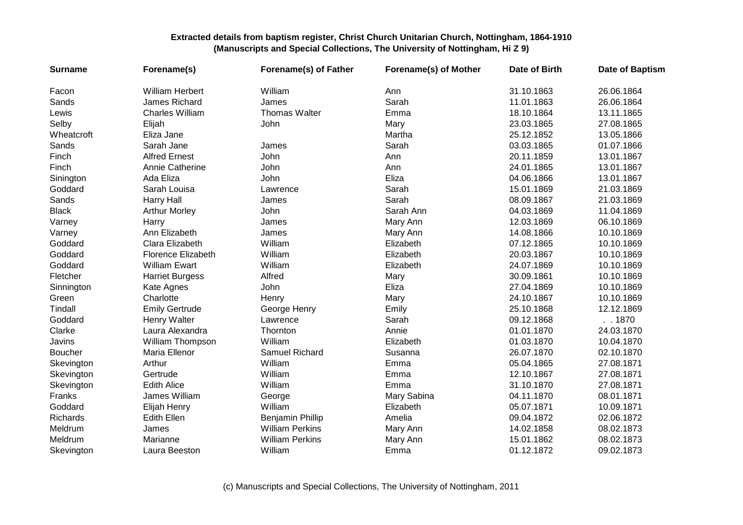**Extracted details from baptism register, Christ Church Unitarian Church, Nottingham, 1864-1910**
**(Manuscripts and Special Collections, The University of Nottingham, Hi Z 9)**

| Surname | Forename(s) | Forename(s) of Father | Forename(s) of Mother | Date of Birth | Date of Baptism |
|---|---|---|---|---|---|
| Facon | William Herbert | William | Ann | 31.10.1863 | 26.06.1864 |
| Sands | James Richard | James | Sarah | 11.01.1863 | 26.06.1864 |
| Lewis | Charles William | Thomas Walter | Emma | 18.10.1864 | 13.11.1865 |
| Selby | Elijah | John | Mary | 23.03.1865 | 27.08.1865 |
| Wheatcroft | Eliza Jane | | Martha | 25.12.1852 | 13.05.1866 |
| Sands | Sarah Jane | James | Sarah | 03.03.1865 | 01.07.1866 |
| Finch | Alfred Ernest | John | Ann | 20.11.1859 | 13.01.1867 |
| Finch | Annie Catherine | John | Ann | 24.01.1865 | 13.01.1867 |
| Sinington | Ada Eliza | John | Eliza | 04.06.1866 | 13.01.1867 |
| Goddard | Sarah Louisa | Lawrence | Sarah | 15.01.1869 | 21.03.1869 |
| Sands | Harry Hall | James | Sarah | 08.09.1867 | 21.03.1869 |
| Black | Arthur Morley | John | Sarah Ann | 04.03.1869 | 11.04.1869 |
| Varney | Harry | James | Mary Ann | 12.03.1869 | 06.10.1869 |
| Varney | Ann Elizabeth | James | Mary Ann | 14.08.1866 | 10.10.1869 |
| Goddard | Clara Elizabeth | William | Elizabeth | 07.12.1865 | 10.10.1869 |
| Goddard | Florence Elizabeth | William | Elizabeth | 20.03.1867 | 10.10.1869 |
| Goddard | William Ewart | William | Elizabeth | 24.07.1869 | 10.10.1869 |
| Fletcher | Harriet Burgess | Alfred | Mary | 30.09.1861 | 10.10.1869 |
| Sinnington | Kate Agnes | John | Eliza | 27.04.1869 | 10.10.1869 |
| Green | Charlotte | Henry | Mary | 24.10.1867 | 10.10.1869 |
| Tindall | Emily Gertrude | George Henry | Emily | 25.10.1868 | 12.12.1869 |
| Goddard | Henry Walter | Lawrence | Sarah | 09.12.1868 | . . 1870 |
| Clarke | Laura Alexandra | Thornton | Annie | 01.01.1870 | 24.03.1870 |
| Javins | William Thompson | William | Elizabeth | 01.03.1870 | 10.04.1870 |
| Boucher | Maria Ellenor | Samuel Richard | Susanna | 26.07.1870 | 02.10.1870 |
| Skevington | Arthur | William | Emma | 05.04.1865 | 27.08.1871 |
| Skevington | Gertrude | William | Emma | 12.10.1867 | 27.08.1871 |
| Skevington | Edith Alice | William | Emma | 31.10.1870 | 27.08.1871 |
| Franks | James William | George | Mary Sabina | 04.11.1870 | 08.01.1871 |
| Goddard | Elijah Henry | William | Elizabeth | 05.07.1871 | 10.09.1871 |
| Richards | Edith Ellen | Benjamin Phillip | Amelia | 09.04.1872 | 02.06.1872 |
| Meldrum | James | William Perkins | Mary Ann | 14.02.1858 | 08.02.1873 |
| Meldrum | Marianne | William Perkins | Mary Ann | 15.01.1862 | 08.02.1873 |
| Skevington | Laura Beeston | William | Emma | 01.12.1872 | 09.02.1873 |

(c) Manuscripts and Special Collections, The University of Nottingham, 2011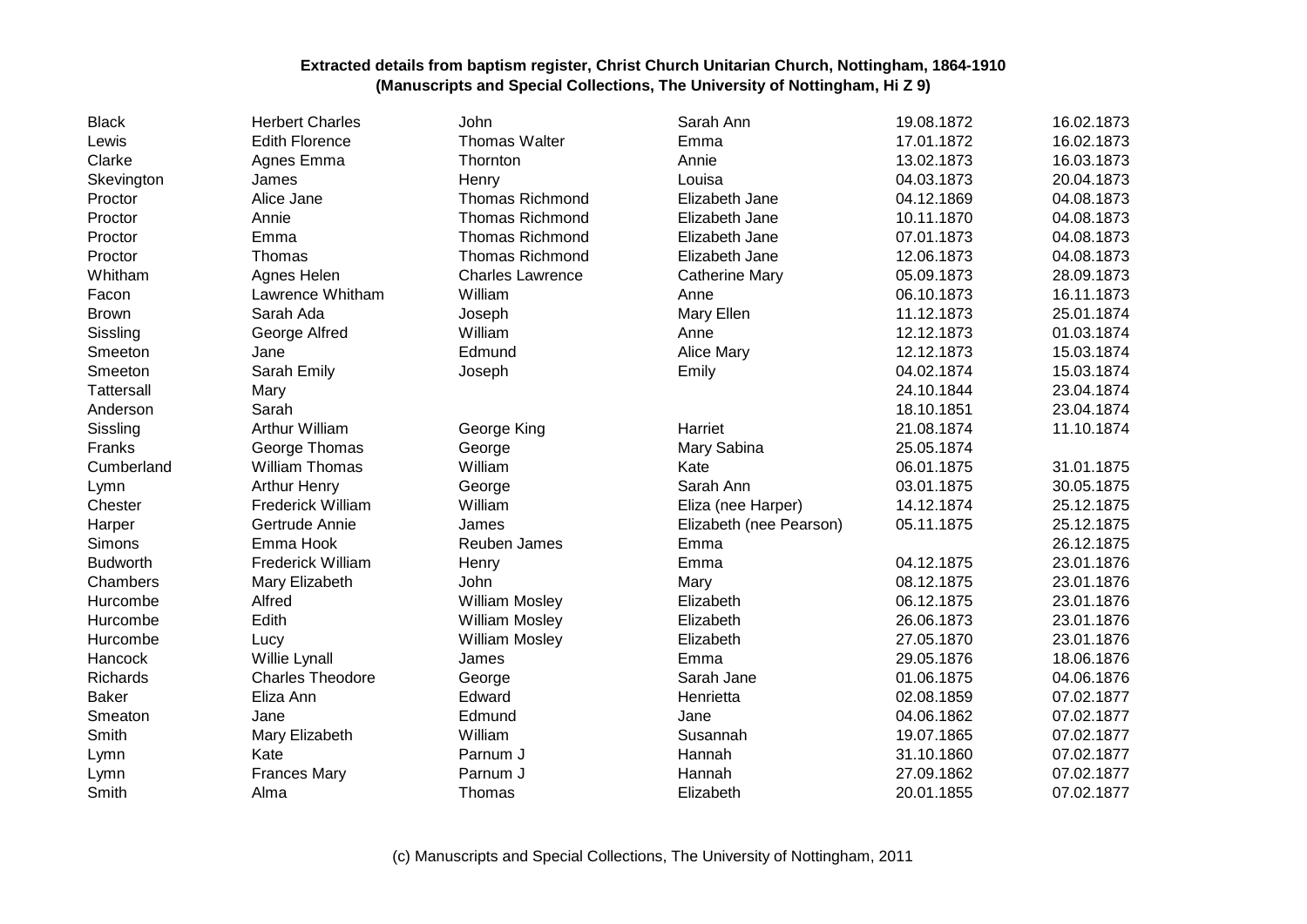| | | | | | |
|---|---|---|---|---|---|
| Black | Herbert Charles | John | Sarah Ann | 19.08.1872 | 16.02.1873 |
| Lewis | Edith Florence | Thomas Walter | Emma | 17.01.1872 | 16.02.1873 |
| Clarke | Agnes Emma | Thornton | Annie | 13.02.1873 | 16.03.1873 |
| Skevington | James | Henry | Louisa | 04.03.1873 | 20.04.1873 |
| Proctor | Alice Jane | Thomas Richmond | Elizabeth Jane | 04.12.1869 | 04.08.1873 |
| Proctor | Annie | Thomas Richmond | Elizabeth Jane | 10.11.1870 | 04.08.1873 |
| Proctor | Emma | Thomas Richmond | Elizabeth Jane | 07.01.1873 | 04.08.1873 |
| Proctor | Thomas | Thomas Richmond | Elizabeth Jane | 12.06.1873 | 04.08.1873 |
| Whitham | Agnes Helen | Charles Lawrence | Catherine Mary | 05.09.1873 | 28.09.1873 |
| Facon | Lawrence Whitham | William | Anne | 06.10.1873 | 16.11.1873 |
| Brown | Sarah Ada | Joseph | Mary Ellen | 11.12.1873 | 25.01.1874 |
| Sissling | George Alfred | William | Anne | 12.12.1873 | 01.03.1874 |
| Smeeton | Jane | Edmund | Alice Mary | 12.12.1873 | 15.03.1874 |
| Smeeton | Sarah Emily | Joseph | Emily | 04.02.1874 | 15.03.1874 |
| Tattersall | Mary | | | 24.10.1844 | 23.04.1874 |
| Anderson | Sarah | | | 18.10.1851 | 23.04.1874 |
| Sissling | Arthur William | George King | Harriet | 21.08.1874 | 11.10.1874 |
| Franks | George Thomas | George | Mary Sabina | 25.05.1874 | |
| Cumberland | William Thomas | William | Kate | 06.01.1875 | 31.01.1875 |
| Lymn | Arthur Henry | George | Sarah Ann | 03.01.1875 | 30.05.1875 |
| Chester | Frederick William | William | Eliza (nee Harper) | 14.12.1874 | 25.12.1875 |
| Harper | Gertrude Annie | James | Elizabeth (nee Pearson) | 05.11.1875 | 25.12.1875 |
| Simons | Emma Hook | Reuben James | Emma | | 26.12.1875 |
| Budworth | Frederick William | Henry | Emma | 04.12.1875 | 23.01.1876 |
| Chambers | Mary Elizabeth | John | Mary | 08.12.1875 | 23.01.1876 |
| Hurcombe | Alfred | William Mosley | Elizabeth | 06.12.1875 | 23.01.1876 |
| Hurcombe | Edith | William Mosley | Elizabeth | 26.06.1873 | 23.01.1876 |
| Hurcombe | Lucy | William Mosley | Elizabeth | 27.05.1870 | 23.01.1876 |
| Hancock | Willie Lynall | James | Emma | 29.05.1876 | 18.06.1876 |
| Richards | Charles Theodore | George | Sarah Jane | 01.06.1875 | 04.06.1876 |
| Baker | Eliza Ann | Edward | Henrietta | 02.08.1859 | 07.02.1877 |
| Smeaton | Jane | Edmund | Jane | 04.06.1862 | 07.02.1877 |
| Smith | Mary Elizabeth | William | Susannah | 19.07.1865 | 07.02.1877 |
| Lymn | Kate | Parnum J | Hannah | 31.10.1860 | 07.02.1877 |
| Lymn | Frances Mary | Parnum J | Hannah | 27.09.1862 | 07.02.1877 |
| Smith | Alma | Thomas | Elizabeth | 20.01.1855 | 07.02.1877 |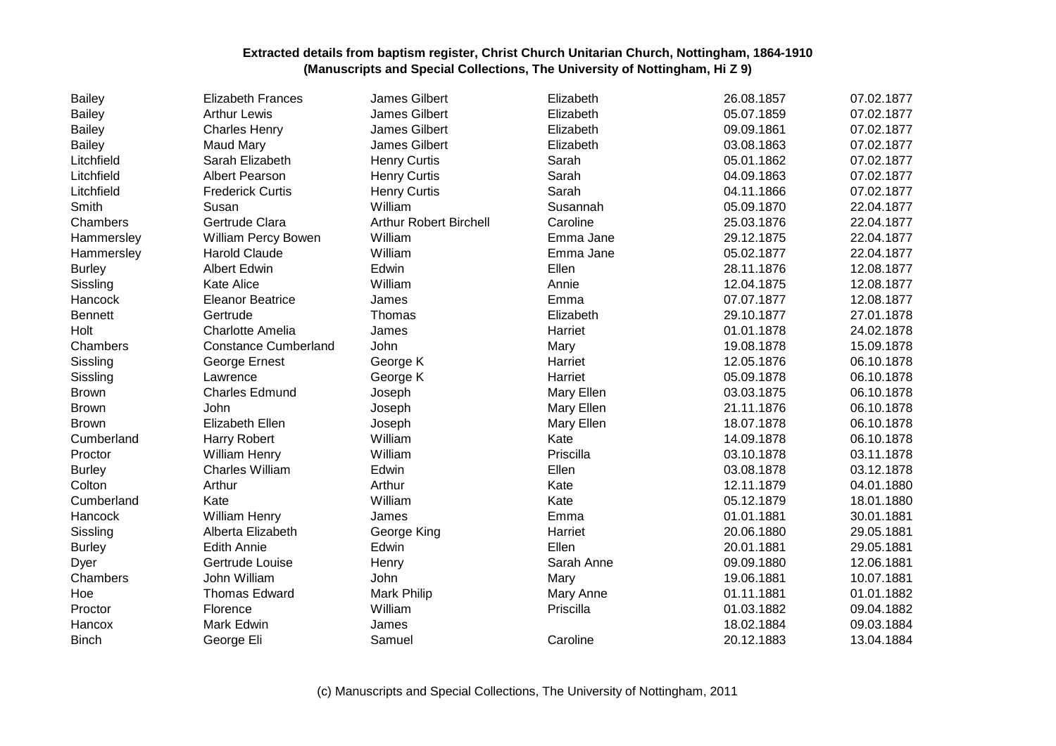**Extracted details from baptism register, Christ Church Unitarian Church, Nottingham, 1864-1910**
**(Manuscripts and Special Collections, The University of Nottingham, Hi Z 9)**

| | | | | | |
|---|---|---|---|---|---|
| Bailey | Elizabeth Frances | James Gilbert | Elizabeth | 26.08.1857 | 07.02.1877 |
| Bailey | Arthur Lewis | James Gilbert | Elizabeth | 05.07.1859 | 07.02.1877 |
| Bailey | Charles Henry | James Gilbert | Elizabeth | 09.09.1861 | 07.02.1877 |
| Bailey | Maud Mary | James Gilbert | Elizabeth | 03.08.1863 | 07.02.1877 |
| Litchfield | Sarah Elizabeth | Henry Curtis | Sarah | 05.01.1862 | 07.02.1877 |
| Litchfield | Albert Pearson | Henry Curtis | Sarah | 04.09.1863 | 07.02.1877 |
| Litchfield | Frederick Curtis | Henry Curtis | Sarah | 04.11.1866 | 07.02.1877 |
| Smith | Susan | William | Susannah | 05.09.1870 | 22.04.1877 |
| Chambers | Gertrude Clara | Arthur Robert Birchell | Caroline | 25.03.1876 | 22.04.1877 |
| Hammersley | William Percy Bowen | William | Emma Jane | 29.12.1875 | 22.04.1877 |
| Hammersley | Harold Claude | William | Emma Jane | 05.02.1877 | 22.04.1877 |
| Burley | Albert Edwin | Edwin | Ellen | 28.11.1876 | 12.08.1877 |
| Sissling | Kate Alice | William | Annie | 12.04.1875 | 12.08.1877 |
| Hancock | Eleanor Beatrice | James | Emma | 07.07.1877 | 12.08.1877 |
| Bennett | Gertrude | Thomas | Elizabeth | 29.10.1877 | 27.01.1878 |
| Holt | Charlotte Amelia | James | Harriet | 01.01.1878 | 24.02.1878 |
| Chambers | Constance Cumberland | John | Mary | 19.08.1878 | 15.09.1878 |
| Sissling | George Ernest | George K | Harriet | 12.05.1876 | 06.10.1878 |
| Sissling | Lawrence | George K | Harriet | 05.09.1878 | 06.10.1878 |
| Brown | Charles Edmund | Joseph | Mary Ellen | 03.03.1875 | 06.10.1878 |
| Brown | John | Joseph | Mary Ellen | 21.11.1876 | 06.10.1878 |
| Brown | Elizabeth Ellen | Joseph | Mary Ellen | 18.07.1878 | 06.10.1878 |
| Cumberland | Harry Robert | William | Kate | 14.09.1878 | 06.10.1878 |
| Proctor | William Henry | William | Priscilla | 03.10.1878 | 03.11.1878 |
| Burley | Charles William | Edwin | Ellen | 03.08.1878 | 03.12.1878 |
| Colton | Arthur | Arthur | Kate | 12.11.1879 | 04.01.1880 |
| Cumberland | Kate | William | Kate | 05.12.1879 | 18.01.1880 |
| Hancock | William Henry | James | Emma | 01.01.1881 | 30.01.1881 |
| Sissling | Alberta Elizabeth | George King | Harriet | 20.06.1880 | 29.05.1881 |
| Burley | Edith Annie | Edwin | Ellen | 20.01.1881 | 29.05.1881 |
| Dyer | Gertrude Louise | Henry | Sarah Anne | 09.09.1880 | 12.06.1881 |
| Chambers | John William | John | Mary | 19.06.1881 | 10.07.1881 |
| Hoe | Thomas Edward | Mark Philip | Mary Anne | 01.11.1881 | 01.01.1882 |
| Proctor | Florence | William | Priscilla | 01.03.1882 | 09.04.1882 |
| Hancox | Mark Edwin | James | | 18.02.1884 | 09.03.1884 |
| Binch | George Eli | Samuel | Caroline | 20.12.1883 | 13.04.1884 |

(c) Manuscripts and Special Collections, The University of Nottingham, 2011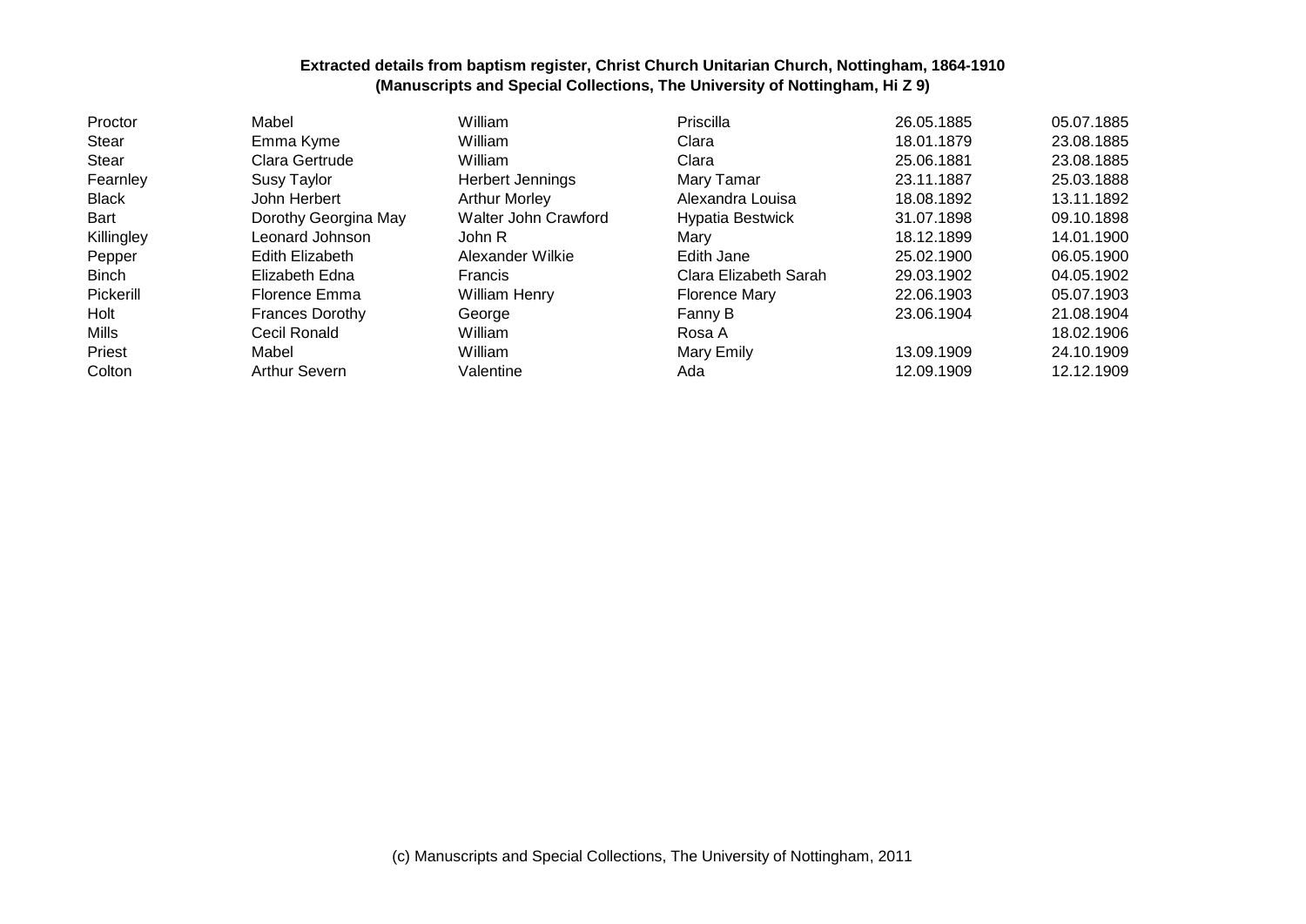**Extracted details from baptism register, Christ Church Unitarian Church, Nottingham, 1864-1910**
**(Manuscripts and Special Collections, The University of Nottingham, Hi Z 9)**

| | | | | | |
|---|---|---|---|---|---|
| Proctor | Mabel | William | Priscilla | 26.05.1885 | 05.07.1885 |
| Stear | Emma Kyme | William | Clara | 18.01.1879 | 23.08.1885 |
| Stear | Clara Gertrude | William | Clara | 25.06.1881 | 23.08.1885 |
| Fearnley | Susy Taylor | Herbert Jennings | Mary Tamar | 23.11.1887 | 25.03.1888 |
| Black | John Herbert | Arthur Morley | Alexandra Louisa | 18.08.1892 | 13.11.1892 |
| Bart | Dorothy Georgina May | Walter John Crawford | Hypatia Bestwick | 31.07.1898 | 09.10.1898 |
| Killingley | Leonard Johnson | John R | Mary | 18.12.1899 | 14.01.1900 |
| Pepper | Edith Elizabeth | Alexander Wilkie | Edith Jane | 25.02.1900 | 06.05.1900 |
| Binch | Elizabeth Edna | Francis | Clara Elizabeth Sarah | 29.03.1902 | 04.05.1902 |
| Pickerill | Florence Emma | William Henry | Florence Mary | 22.06.1903 | 05.07.1903 |
| Holt | Frances Dorothy | George | Fanny B | 23.06.1904 | 21.08.1904 |
| Mills | Cecil Ronald | William | Rosa A | | 18.02.1906 |
| Priest | Mabel | William | Mary Emily | 13.09.1909 | 24.10.1909 |
| Colton | Arthur Severn | Valentine | Ada | 12.09.1909 | 12.12.1909 |

(c) Manuscripts and Special Collections, The University of Nottingham, 2011